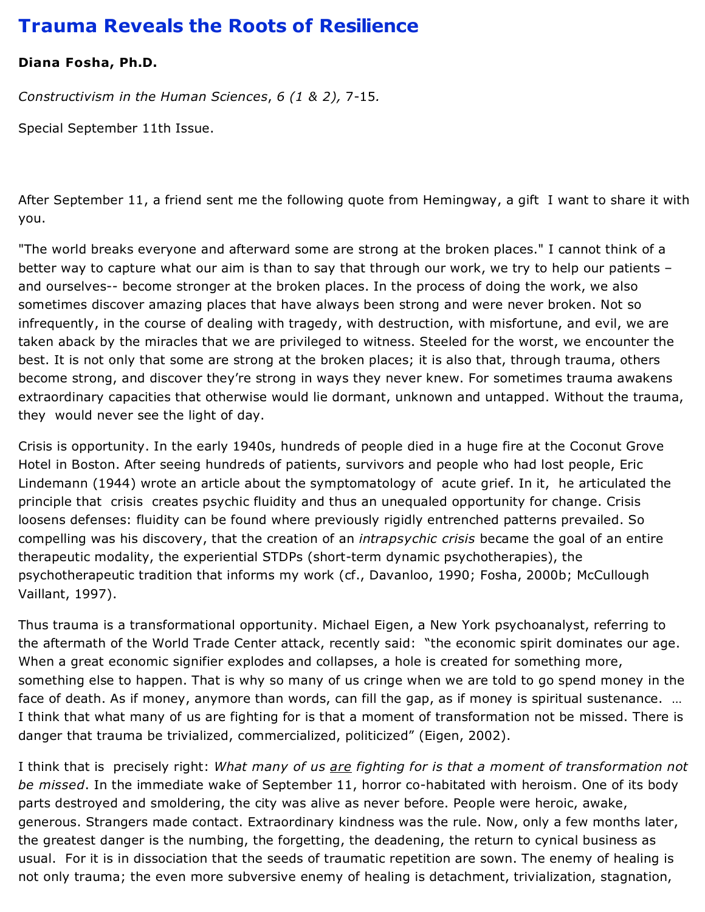# Trauma Reveals the Roots of Resilience

**Diana Fosha, Ph.D.**

*Constructivism in the Human Sciences*, *6 (1 & 2),* 7-15*.*

Special September 11th Issue.

After September 11, a friend sent me the following quote from Hemingway, a gift I want to share it with you.

"The world breaks everyone and afterward some are strong at the broken places." I cannot think of a better way to capture what our aim is than to say that through our work, we try to help our patients – and ourselves-- become stronger at the broken places. In the process of doing the work, we also sometimes discover amazing places that have always been strong and were never broken. Not so infrequently, in the course of dealing with tragedy, with destruction, with misfortune, and evil, we are taken aback by the miracles that we are privileged to witness. Steeled for the worst, we encounter the best. It is not only that some are strong at the broken places; it is also that, through trauma, others become strong, and discover they're strong in ways they never knew. For sometimes trauma awakens extraordinary capacities that otherwise would lie dormant, unknown and untapped. Without the trauma, they would never see the light of day.

Crisis is opportunity. In the early 1940s, hundreds of people died in a huge fire at the Coconut Grove Hotel in Boston. After seeing hundreds of patients, survivors and people who had lost people, Eric Lindemann (1944) wrote an article about the symptomatology of acute grief. In it, he articulated the principle that crisis creates psychic fluidity and thus an unequaled opportunity for change. Crisis loosens defenses: fluidity can be found where previously rigidly entrenched patterns prevailed. So compelling was his discovery, that the creation of an *intrapsychic crisis* became the goal of an entire therapeutic modality, the experiential STDPs (short-term dynamic psychotherapies), the psychotherapeutic tradition that informs my work (cf., Davanloo, 1990; Fosha, 2000b; McCullough Vaillant, 1997).

Thus trauma is a transformational opportunity. Michael Eigen, a New York psychoanalyst, referring to the aftermath of the World Trade Center attack, recently said: "the economic spirit dominates our age. When a great economic signifier explodes and collapses, a hole is created for something more, something else to happen. That is why so many of us cringe when we are told to go spend money in the face of death. As if money, anymore than words, can fill the gap, as if money is spiritual sustenance. … I think that what many of us are fighting for is that a moment of transformation not be missed. There is danger that trauma be trivialized, commercialized, politicized" (Eigen, 2002).

I think that is precisely right: *What many of us <u>are</u> fighting for is that a moment of transformation not be missed*. In the immediate wake of September 11, horror co-habitated with heroism. One of its body parts destroyed and smoldering, the city was alive as never before. People were heroic, awake, generous. Strangers made contact. Extraordinary kindness was the rule. Now, only a few months later, the greatest danger is the numbing, the forgetting, the deadening, the return to cynical business as usual. For it is in dissociation that the seeds of traumatic repetition are sown. The enemy of healing is not only trauma; the even more subversive enemy of healing is detachment, trivialization, stagnation,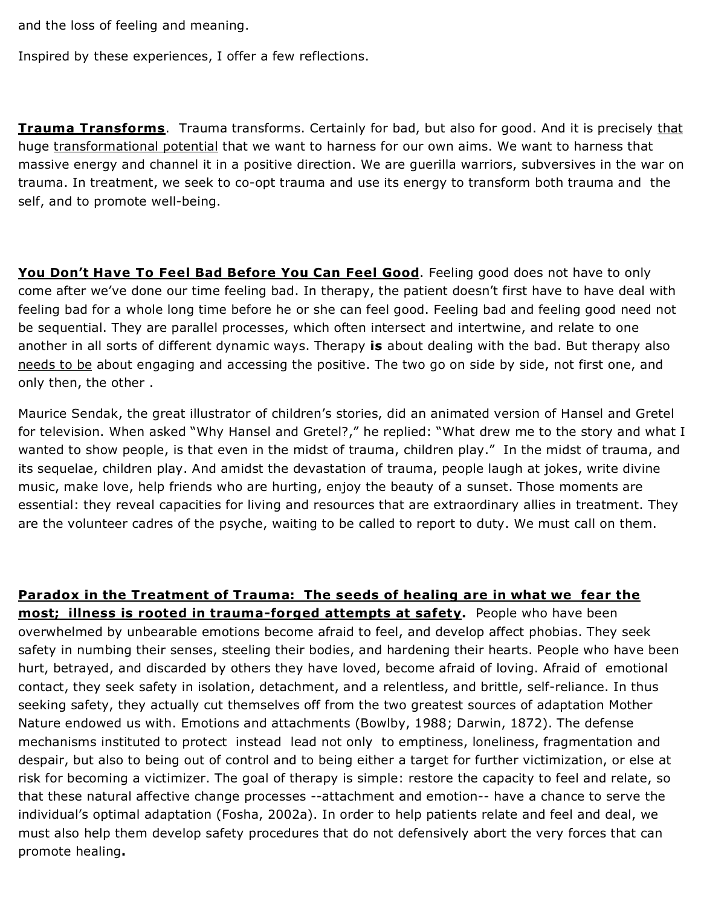and the loss of feeling and meaning.

Inspired by these experiences, I offer a few reflections.

**Trauma Transforms**. Trauma transforms. Certainly for bad, but also for good. And it is precisely that huge transformational potential that we want to harness for our own aims. We want to harness that massive energy and channel it in a positive direction. We are guerilla warriors, subversives in the war on trauma. In treatment, we seek to co-opt trauma and use its energy to transform both trauma and the self, and to promote well-being.

**You Don't Have To Feel Bad Before You Can Feel Good**. Feeling good does not have to only come after we've done our time feeling bad. In therapy, the patient doesn't first have to have deal with feeling bad for a whole long time before he or she can feel good. Feeling bad and feeling good need not be sequential. They are parallel processes, which often intersect and intertwine, and relate to one another in all sorts of different dynamic ways. Therapy **is** about dealing with the bad. But therapy also needs to be about engaging and accessing the positive. The two go on side by side, not first one, and only then, the other .

Maurice Sendak, the great illustrator of children's stories, did an animated version of Hansel and Gretel for television. When asked "Why Hansel and Gretel?," he replied: "What drew me to the story and what I wanted to show people, is that even in the midst of trauma, children play." In the midst of trauma, and its sequelae, children play. And amidst the devastation of trauma, people laugh at jokes, write divine music, make love, help friends who are hurting, enjoy the beauty of a sunset. Those moments are essential: they reveal capacities for living and resources that are extraordinary allies in treatment. They are the volunteer cadres of the psyche, waiting to be called to report to duty. We must call on them.

**Paradox in the Treatment of Trauma: The seeds of healing are in what we fear the most; illness is rooted in trauma-forged attempts at safety.** People who have been overwhelmed by unbearable emotions become afraid to feel, and develop affect phobias. They seek safety in numbing their senses, steeling their bodies, and hardening their hearts. People who have been hurt, betrayed, and discarded by others they have loved, become afraid of loving. Afraid of emotional contact, they seek safety in isolation, detachment, and a relentless, and brittle, self-reliance. In thus seeking safety, they actually cut themselves off from the two greatest sources of adaptation Mother Nature endowed us with. Emotions and attachments (Bowlby, 1988; Darwin, 1872). The defense mechanisms instituted to protect instead lead not only to emptiness, loneliness, fragmentation and despair, but also to being out of control and to being either a target for further victimization, or else at risk for becoming a victimizer. The goal of therapy is simple: restore the capacity to feel and relate, so that these natural affective change processes --attachment and emotion-- have a chance to serve the individual's optimal adaptation (Fosha, 2002a). In order to help patients relate and feel and deal, we must also help them develop safety procedures that do not defensively abort the very forces that can promote healing.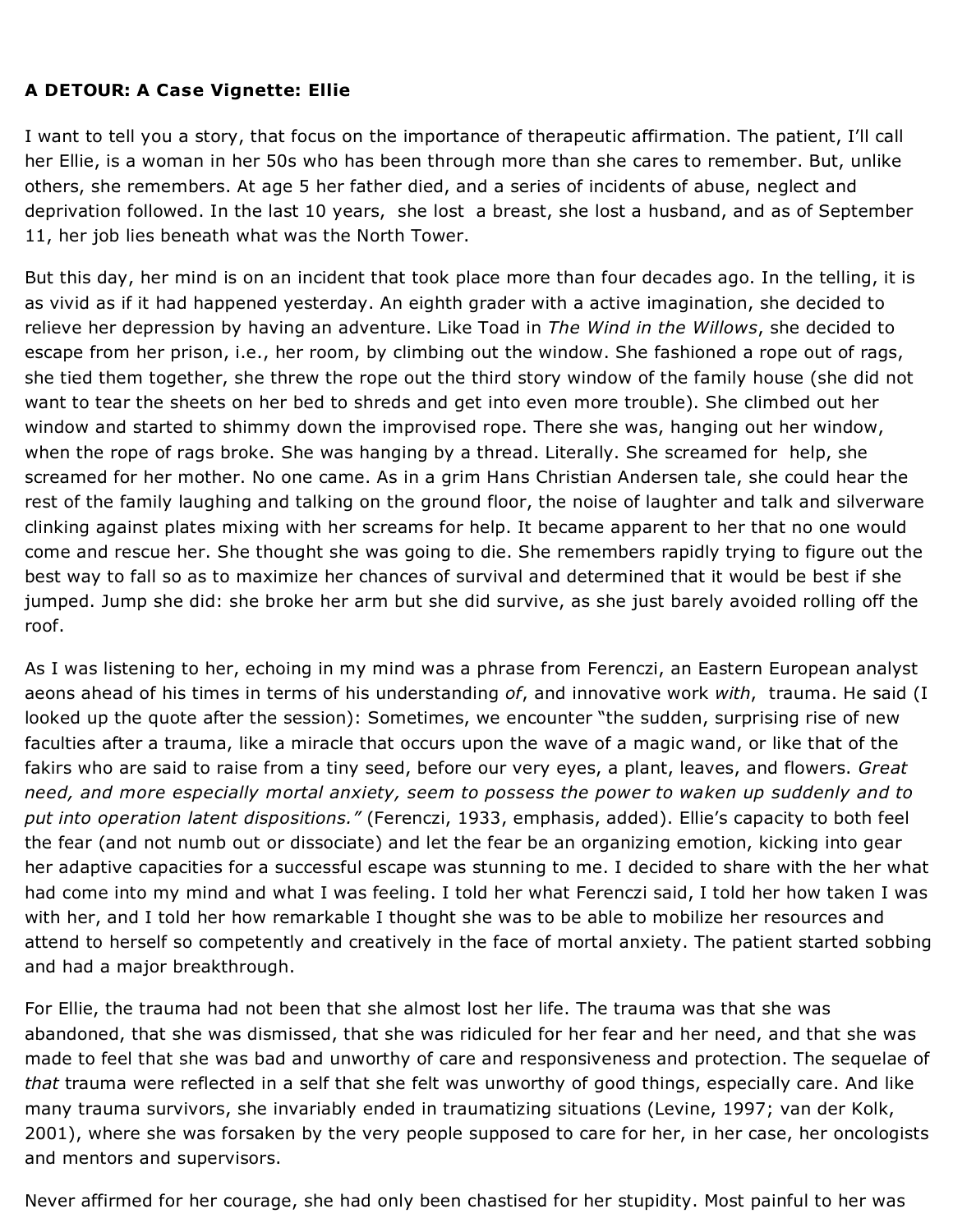**A DETOUR: A Case Vignette: Ellie**

I want to tell you a story, that focus on the importance of therapeutic affirmation. The patient, I'll call her Ellie, is a woman in her 50s who has been through more than she cares to remember. But, unlike others, she remembers. At age 5 her father died, and a series of incidents of abuse, neglect and deprivation followed. In the last 10 years, she lost a breast, she lost a husband, and as of September 11, her job lies beneath what was the North Tower.

But this day, her mind is on an incident that took place more than four decades ago. In the telling, it is as vivid as if it had happened yesterday. An eighth grader with a active imagination, she decided to relieve her depression by having an adventure. Like Toad in *The Wind in the Willows*, she decided to escape from her prison, i.e., her room, by climbing out the window. She fashioned a rope out of rags, she tied them together, she threw the rope out the third story window of the family house (she did not want to tear the sheets on her bed to shreds and get into even more trouble). She climbed out her window and started to shimmy down the improvised rope. There she was, hanging out her window, when the rope of rags broke. She was hanging by a thread. Literally. She screamed for help, she screamed for her mother. No one came. As in a grim Hans Christian Andersen tale, she could hear the rest of the family laughing and talking on the ground floor, the noise of laughter and talk and silverware clinking against plates mixing with her screams for help. It became apparent to her that no one would come and rescue her. She thought she was going to die. She remembers rapidly trying to figure out the best way to fall so as to maximize her chances of survival and determined that it would be best if she jumped. Jump she did: she broke her arm but she did survive, as she just barely avoided rolling off the roof.

As I was listening to her, echoing in my mind was a phrase from Ferenczi, an Eastern European analyst aeons ahead of his times in terms of his understanding *of*, and innovative work *with*, trauma. He said (I looked up the quote after the session): Sometimes, we encounter "the sudden, surprising rise of new faculties after a trauma, like a miracle that occurs upon the wave of a magic wand, or like that of the fakirs who are said to raise from a tiny seed, before our very eyes, a plant, leaves, and flowers. *Great need, and more especially mortal anxiety, seem to possess the power to waken up suddenly and to put into operation latent dispositions."* (Ferenczi, 1933, emphasis, added). Ellie's capacity to both feel the fear (and not numb out or dissociate) and let the fear be an organizing emotion, kicking into gear her adaptive capacities for a successful escape was stunning to me. I decided to share with the her what had come into my mind and what I was feeling. I told her what Ferenczi said, I told her how taken I was with her, and I told her how remarkable I thought she was to be able to mobilize her resources and attend to herself so competently and creatively in the face of mortal anxiety. The patient started sobbing and had a major breakthrough.

For Ellie, the trauma had not been that she almost lost her life. The trauma was that she was abandoned, that she was dismissed, that she was ridiculed for her fear and her need, and that she was made to feel that she was bad and unworthy of care and responsiveness and protection. The sequelae of *that* trauma were reflected in a self that she felt was unworthy of good things, especially care. And like many trauma survivors, she invariably ended in traumatizing situations (Levine, 1997; van der Kolk, 2001), where she was forsaken by the very people supposed to care for her, in her case, her oncologists and mentors and supervisors.

Never affirmed for her courage, she had only been chastised for her stupidity. Most painful to her was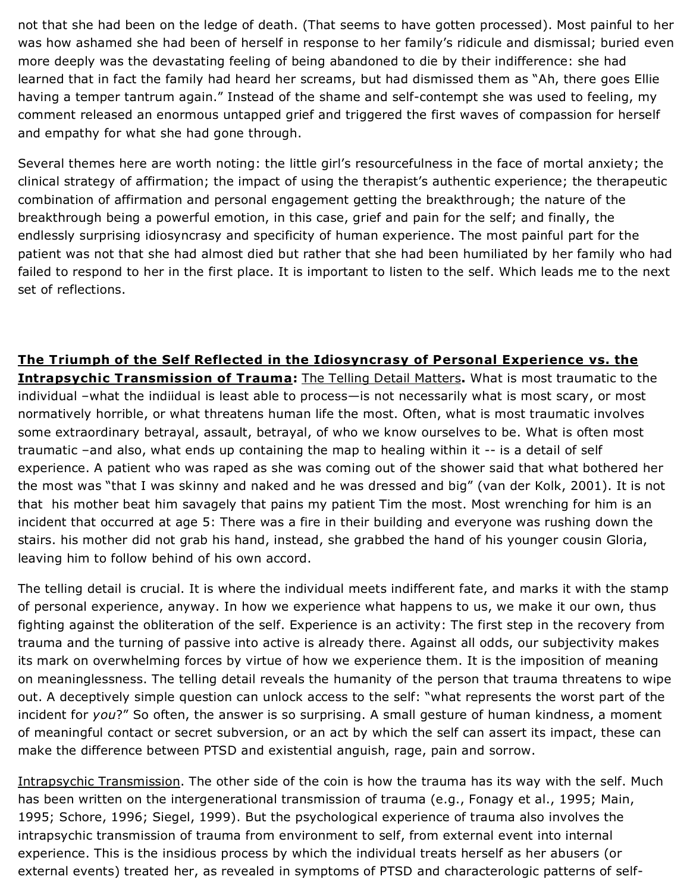not that she had been on the ledge of death. (That seems to have gotten processed). Most painful to her was how ashamed she had been of herself in response to her family's ridicule and dismissal; buried even more deeply was the devastating feeling of being abandoned to die by their indifference: she had learned that in fact the family had heard her screams, but had dismissed them as "Ah, there goes Ellie having a temper tantrum again." Instead of the shame and self-contempt she was used to feeling, my comment released an enormous untapped grief and triggered the first waves of compassion for herself and empathy for what she had gone through.

Several themes here are worth noting: the little girl's resourcefulness in the face of mortal anxiety; the clinical strategy of affirmation; the impact of using the therapist's authentic experience; the therapeutic combination of affirmation and personal engagement getting the breakthrough; the nature of the breakthrough being a powerful emotion, in this case, grief and pain for the self; and finally, the endlessly surprising idiosyncrasy and specificity of human experience. The most painful part for the patient was not that she had almost died but rather that she had been humiliated by her family who had failed to respond to her in the first place. It is important to listen to the self. Which leads me to the next set of reflections.

**The Triumph of the Self Reflected in the Idiosyncrasy of Personal Experience vs. the Intrapsychic Transmission of Trauma:** The Telling Detail Matters**.** What is most traumatic to the individual –what the indiidual is least able to process—is not necessarily what is most scary, or most normatively horrible, or what threatens human life the most. Often, what is most traumatic involves some extraordinary betrayal, assault, betrayal, of who we know ourselves to be. What is often most traumatic –and also, what ends up containing the map to healing within it -- is a detail of self experience. A patient who was raped as she was coming out of the shower said that what bothered her the most was "that I was skinny and naked and he was dressed and big" (van der Kolk, 2001). It is not that his mother beat him savagely that pains my patient Tim the most. Most wrenching for him is an incident that occurred at age 5: There was a fire in their building and everyone was rushing down the stairs. his mother did not grab his hand, instead, she grabbed the hand of his younger cousin Gloria, leaving him to follow behind of his own accord.

The telling detail is crucial. It is where the individual meets indifferent fate, and marks it with the stamp of personal experience, anyway. In how we experience what happens to us, we make it our own, thus fighting against the obliteration of the self. Experience is an activity: The first step in the recovery from trauma and the turning of passive into active is already there. Against all odds, our subjectivity makes its mark on overwhelming forces by virtue of how we experience them. It is the imposition of meaning on meaninglessness. The telling detail reveals the humanity of the person that trauma threatens to wipe out. A deceptively simple question can unlock access to the self: "what represents the worst part of the incident for *you*?" So often, the answer is so surprising. A small gesture of human kindness, a moment of meaningful contact or secret subversion, or an act by which the self can assert its impact, these can make the difference between PTSD and existential anguish, rage, pain and sorrow.

Intrapsychic Transmission. The other side of the coin is how the trauma has its way with the self. Much has been written on the intergenerational transmission of trauma (e.g., Fonagy et al., 1995; Main, 1995; Schore, 1996; Siegel, 1999). But the psychological experience of trauma also involves the intrapsychic transmission of trauma from environment to self, from external event into internal experience. This is the insidious process by which the individual treats herself as her abusers (or external events) treated her, as revealed in symptoms of PTSD and characterologic patterns of self-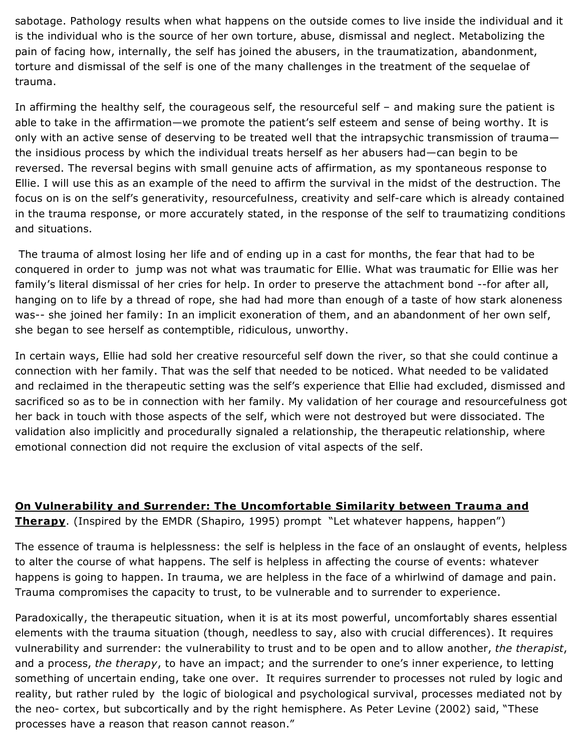sabotage. Pathology results when what happens on the outside comes to live inside the individual and it is the individual who is the source of her own torture, abuse, dismissal and neglect. Metabolizing the pain of facing how, internally, the self has joined the abusers, in the traumatization, abandonment, torture and dismissal of the self is one of the many challenges in the treatment of the sequelae of trauma.

In affirming the healthy self, the courageous self, the resourceful self – and making sure the patient is able to take in the affirmation—we promote the patient's self esteem and sense of being worthy. It is only with an active sense of deserving to be treated well that the intrapsychic transmission of trauma—the insidious process by which the individual treats herself as her abusers had—can begin to be reversed. The reversal begins with small genuine acts of affirmation, as my spontaneous response to Ellie. I will use this as an example of the need to affirm the survival in the midst of the destruction. The focus on is on the self's generativity, resourcefulness, creativity and self-care which is already contained in the trauma response, or more accurately stated, in the response of the self to traumatizing conditions and situations.

The trauma of almost losing her life and of ending up in a cast for months, the fear that had to be conquered in order to jump was not what was traumatic for Ellie. What was traumatic for Ellie was her family's literal dismissal of her cries for help. In order to preserve the attachment bond --for after all, hanging on to life by a thread of rope, she had had more than enough of a taste of how stark aloneness was-- she joined her family: In an implicit exoneration of them, and an abandonment of her own self, she began to see herself as contemptible, ridiculous, unworthy.

In certain ways, Ellie had sold her creative resourceful self down the river, so that she could continue a connection with her family. That was the self that needed to be noticed. What needed to be validated and reclaimed in the therapeutic setting was the self's experience that Ellie had excluded, dismissed and sacrificed so as to be in connection with her family. My validation of her courage and resourcefulness got her back in touch with those aspects of the self, which were not destroyed but were dissociated. The validation also implicitly and procedurally signaled a relationship, the therapeutic relationship, where emotional connection did not require the exclusion of vital aspects of the self.

**On Vulnerability and Surrender: The Uncomfortable Similarity between Trauma and Therapy**. (Inspired by the EMDR (Shapiro, 1995) prompt "Let whatever happens, happen")

The essence of trauma is helplessness: the self is helpless in the face of an onslaught of events, helpless to alter the course of what happens. The self is helpless in affecting the course of events: whatever happens is going to happen. In trauma, we are helpless in the face of a whirlwind of damage and pain. Trauma compromises the capacity to trust, to be vulnerable and to surrender to experience.

Paradoxically, the therapeutic situation, when it is at its most powerful, uncomfortably shares essential elements with the trauma situation (though, needless to say, also with crucial differences). It requires vulnerability and surrender: the vulnerability to trust and to be open and to allow another, *the therapist*, and a process, *the therapy*, to have an impact; and the surrender to one's inner experience, to letting something of uncertain ending, take one over. It requires surrender to processes not ruled by logic and reality, but rather ruled by the logic of biological and psychological survival, processes mediated not by the neo- cortex, but subcortically and by the right hemisphere. As Peter Levine (2002) said, "These processes have a reason that reason cannot reason."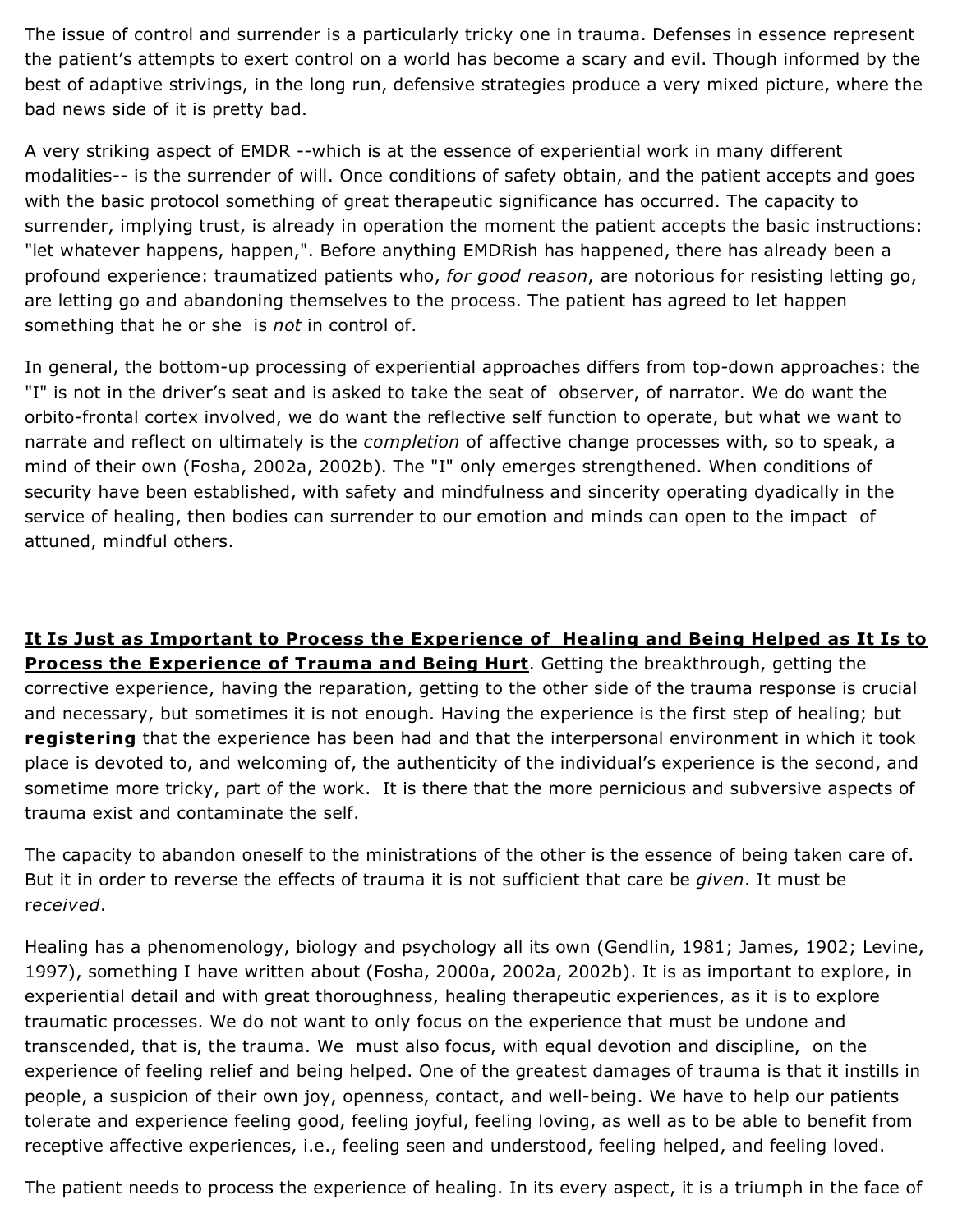The issue of control and surrender is a particularly tricky one in trauma. Defenses in essence represent the patient's attempts to exert control on a world has become a scary and evil. Though informed by the best of adaptive strivings, in the long run, defensive strategies produce a very mixed picture, where the bad news side of it is pretty bad.

A very striking aspect of EMDR --which is at the essence of experiential work in many different modalities-- is the surrender of will. Once conditions of safety obtain, and the patient accepts and goes with the basic protocol something of great therapeutic significance has occurred. The capacity to surrender, implying trust, is already in operation the moment the patient accepts the basic instructions: "let whatever happens, happen,". Before anything EMDRish has happened, there has already been a profound experience: traumatized patients who, *for good reason*, are notorious for resisting letting go, are letting go and abandoning themselves to the process. The patient has agreed to let happen something that he or she is *not* in control of.

In general, the bottom-up processing of experiential approaches differs from top-down approaches: the "I" is not in the driver's seat and is asked to take the seat of observer, of narrator. We do want the orbito-frontal cortex involved, we do want the reflective self function to operate, but what we want to narrate and reflect on ultimately is the *completion* of affective change processes with, so to speak, a mind of their own (Fosha, 2002a, 2002b). The "I" only emerges strengthened. When conditions of security have been established, with safety and mindfulness and sincerity operating dyadically in the service of healing, then bodies can surrender to our emotion and minds can open to the impact of attuned, mindful others.

**It Is Just as Important to Process the Experience of Healing and Being Helped as It Is to Process the Experience of Trauma and Being Hurt**. Getting the breakthrough, getting the corrective experience, having the reparation, getting to the other side of the trauma response is crucial and necessary, but sometimes it is not enough. Having the experience is the first step of healing; but **registering** that the experience has been had and that the interpersonal environment in which it took place is devoted to, and welcoming of, the authenticity of the individual's experience is the second, and sometime more tricky, part of the work. It is there that the more pernicious and subversive aspects of trauma exist and contaminate the self.

The capacity to abandon oneself to the ministrations of the other is the essence of being taken care of. But it in order to reverse the effects of trauma it is not sufficient that care be *given*. It must be *received*.

Healing has a phenomenology, biology and psychology all its own (Gendlin, 1981; James, 1902; Levine, 1997), something I have written about (Fosha, 2000a, 2002a, 2002b). It is as important to explore, in experiential detail and with great thoroughness, healing therapeutic experiences, as it is to explore traumatic processes. We do not want to only focus on the experience that must be undone and transcended, that is, the trauma. We must also focus, with equal devotion and discipline, on the experience of feeling relief and being helped. One of the greatest damages of trauma is that it instills in people, a suspicion of their own joy, openness, contact, and well-being. We have to help our patients tolerate and experience feeling good, feeling joyful, feeling loving, as well as to be able to benefit from receptive affective experiences, i.e., feeling seen and understood, feeling helped, and feeling loved.

The patient needs to process the experience of healing. In its every aspect, it is a triumph in the face of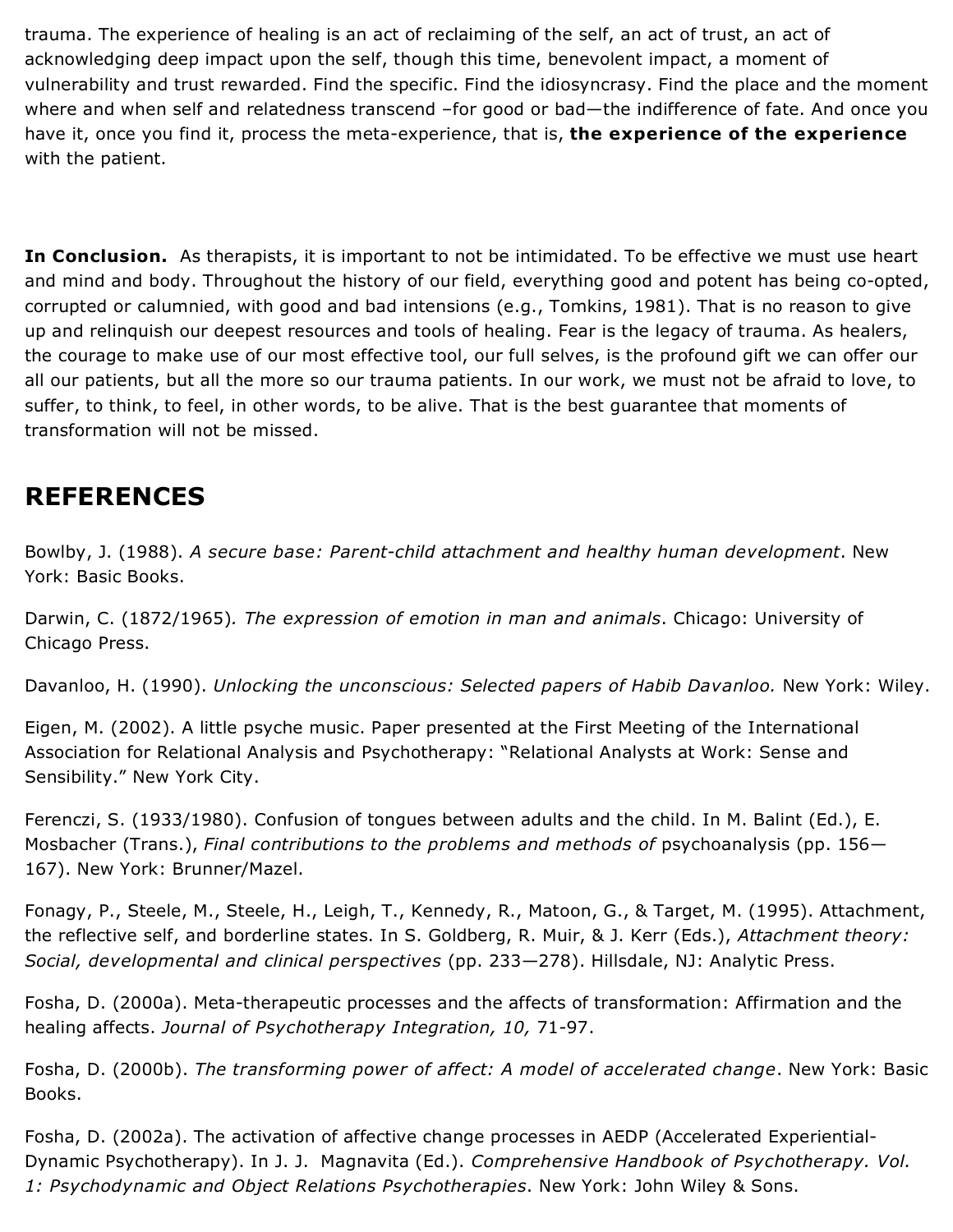trauma. The experience of healing is an act of reclaiming of the self, an act of trust, an act of acknowledging deep impact upon the self, though this time, benevolent impact, a moment of vulnerability and trust rewarded. Find the specific. Find the idiosyncrasy. Find the place and the moment where and when self and relatedness transcend –for good or bad—the indifference of fate. And once you have it, once you find it, process the meta-experience, that is, **the experience of the experience** with the patient.

**In Conclusion.** As therapists, it is important to not be intimidated. To be effective we must use heart and mind and body. Throughout the history of our field, everything good and potent has being co-opted, corrupted or calumnied, with good and bad intensions (e.g., Tomkins, 1981). That is no reason to give up and relinquish our deepest resources and tools of healing. Fear is the legacy of trauma. As healers, the courage to make use of our most effective tool, our full selves, is the profound gift we can offer our all our patients, but all the more so our trauma patients. In our work, we must not be afraid to love, to suffer, to think, to feel, in other words, to be alive. That is the best guarantee that moments of transformation will not be missed.

## REFERENCES

Bowlby, J. (1988). *A secure base: Parent-child attachment and healthy human development*. New York: Basic Books.

Darwin, C. (1872/1965)*. The expression of emotion in man and animals*. Chicago: University of Chicago Press.

Davanloo, H. (1990). *Unlocking the unconscious: Selected papers of Habib Davanloo.* New York: Wiley.

Eigen, M. (2002). A little psyche music. Paper presented at the First Meeting of the International Association for Relational Analysis and Psychotherapy: "Relational Analysts at Work: Sense and Sensibility." New York City.

Ferenczi, S. (1933/1980). Confusion of tongues between adults and the child. In M. Balint (Ed.), E. Mosbacher (Trans.), *Final contributions to the problems and methods of* psychoanalysis (pp. 156—167). New York: Brunner/Mazel.

Fonagy, P., Steele, M., Steele, H., Leigh, T., Kennedy, R., Matoon, G., & Target, M. (1995). Attachment, the reflective self, and borderline states. In S. Goldberg, R. Muir, & J. Kerr (Eds.), *Attachment theory: Social, developmental and clinical perspectives* (pp. 233—278). Hillsdale, NJ: Analytic Press.

Fosha, D. (2000a). Meta-therapeutic processes and the affects of transformation: Affirmation and the healing affects. *Journal of Psychotherapy Integration, 10,* 71-97.

Fosha, D. (2000b). *The transforming power of affect: A model of accelerated change*. New York: Basic Books.

Fosha, D. (2002a). The activation of affective change processes in AEDP (Accelerated Experiential-Dynamic Psychotherapy). In J. J. Magnavita (Ed.). *Comprehensive Handbook of Psychotherapy. Vol. 1: Psychodynamic and Object Relations Psychotherapies*. New York: John Wiley & Sons.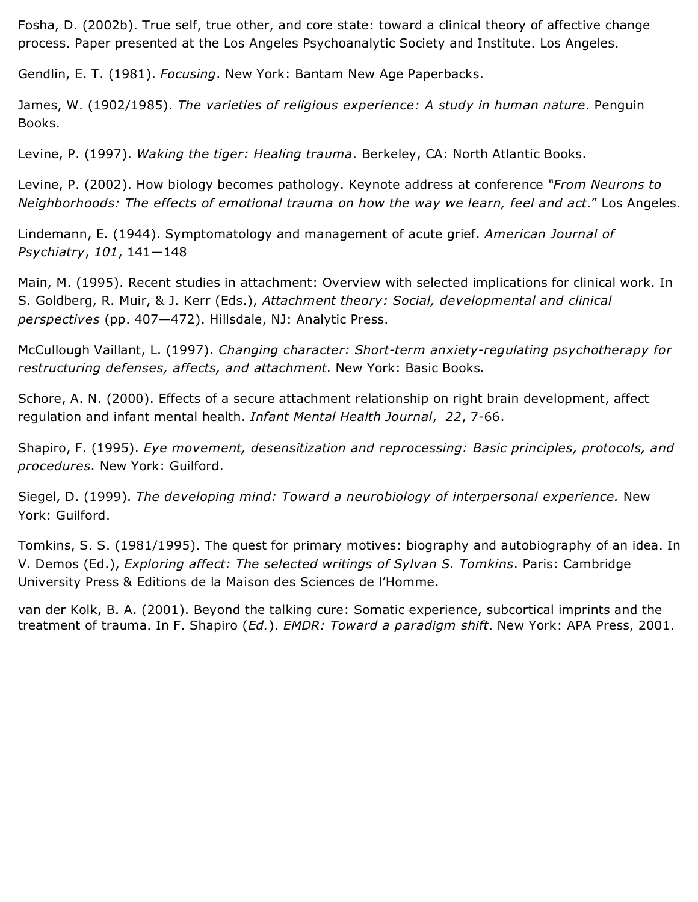Fosha, D. (2002b). True self, true other, and core state: toward a clinical theory of affective change process. Paper presented at the Los Angeles Psychoanalytic Society and Institute. Los Angeles.

Gendlin, E. T. (1981). *Focusing*. New York: Bantam New Age Paperbacks.

James, W. (1902/1985). *The varieties of religious experience: A study in human nature*. Penguin Books.

Levine, P. (1997). *Waking the tiger: Healing trauma*. Berkeley, CA: North Atlantic Books.

Levine, P. (2002). How biology becomes pathology. Keynote address at conference *"From Neurons to Neighborhoods: The effects of emotional trauma on how the way we learn, feel and act*." Los Angeles.

Lindemann, E. (1944). Symptomatology and management of acute grief. *American Journal of Psychiatry*, *101*, 141—148

Main, M. (1995). Recent studies in attachment: Overview with selected implications for clinical work. In S. Goldberg, R. Muir, & J. Kerr (Eds.), *Attachment theory: Social, developmental and clinical perspectives* (pp. 407—472). Hillsdale, NJ: Analytic Press.

McCullough Vaillant, L. (1997). *Changing character: Short-term anxiety-regulating psychotherapy for restructuring defenses, affects, and attachment*. New York: Basic Books.

Schore, A. N. (2000). Effects of a secure attachment relationship on right brain development, affect regulation and infant mental health. *Infant Mental Health Journal*, *22*, 7-66.

Shapiro, F. (1995). *Eye movement, desensitization and reprocessing: Basic principles, protocols, and procedures*. New York: Guilford.

Siegel, D. (1999). *The developing mind: Toward a neurobiology of interpersonal experience.* New York: Guilford.

Tomkins, S. S. (1981/1995). The quest for primary motives: biography and autobiography of an idea. In V. Demos (Ed.), *Exploring affect: The selected writings of Sylvan S. Tomkins*. Paris: Cambridge University Press & Editions de la Maison des Sciences de l'Homme.

van der Kolk, B. A. (2001). Beyond the talking cure: Somatic experience, subcortical imprints and the treatment of trauma. In F. Shapiro (*Ed.*). *EMDR: Toward a paradigm shift*. New York: APA Press, 2001.